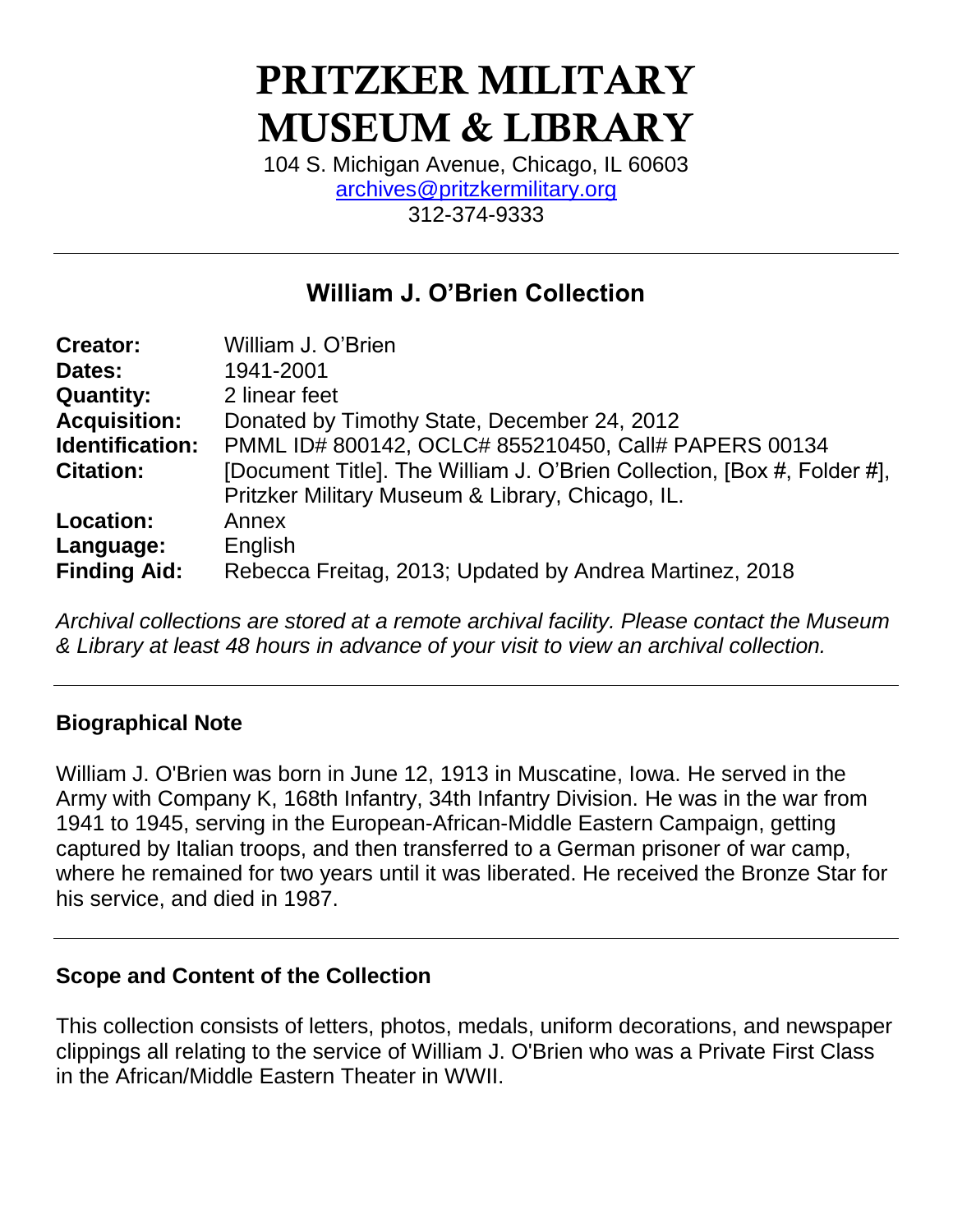# PRITZKER MILITARY MUSEUM & LIBRARY

104 S. Michigan Avenue, Chicago, IL 60603
archives@pritzkermilitary.org
312-374-9333

---

## William J. O'Brien Collection

| | |
|---|---|
| **Creator:** | William J. O'Brien |
| **Dates:** | 1941-2001 |
| **Quantity:** | 2 linear feet |
| **Acquisition:** | Donated by Timothy State, December 24, 2012 |
| **Identification:** | PMML ID# 800142, OCLC# 855210450, Call# PAPERS 00134 |
| **Citation:** | [Document Title]. The William J. O'Brien Collection, [Box #, Folder #], Pritzker Military Museum & Library, Chicago, IL. |
| **Location:** | Annex |
| **Language:** | English |
| **Finding Aid:** | Rebecca Freitag, 2013; Updated by Andrea Martinez, 2018 |

*Archival collections are stored at a remote archival facility. Please contact the Museum & Library at least 48 hours in advance of your visit to view an archival collection.*

---

### Biographical Note

William J. O'Brien was born in June 12, 1913 in Muscatine, Iowa. He served in the Army with Company K, 168th Infantry, 34th Infantry Division. He was in the war from 1941 to 1945, serving in the European-African-Middle Eastern Campaign, getting captured by Italian troops, and then transferred to a German prisoner of war camp, where he remained for two years until it was liberated. He received the Bronze Star for his service, and died in 1987.

---

### Scope and Content of the Collection

This collection consists of letters, photos, medals, uniform decorations, and newspaper clippings all relating to the service of William J. O'Brien who was a Private First Class in the African/Middle Eastern Theater in WWII.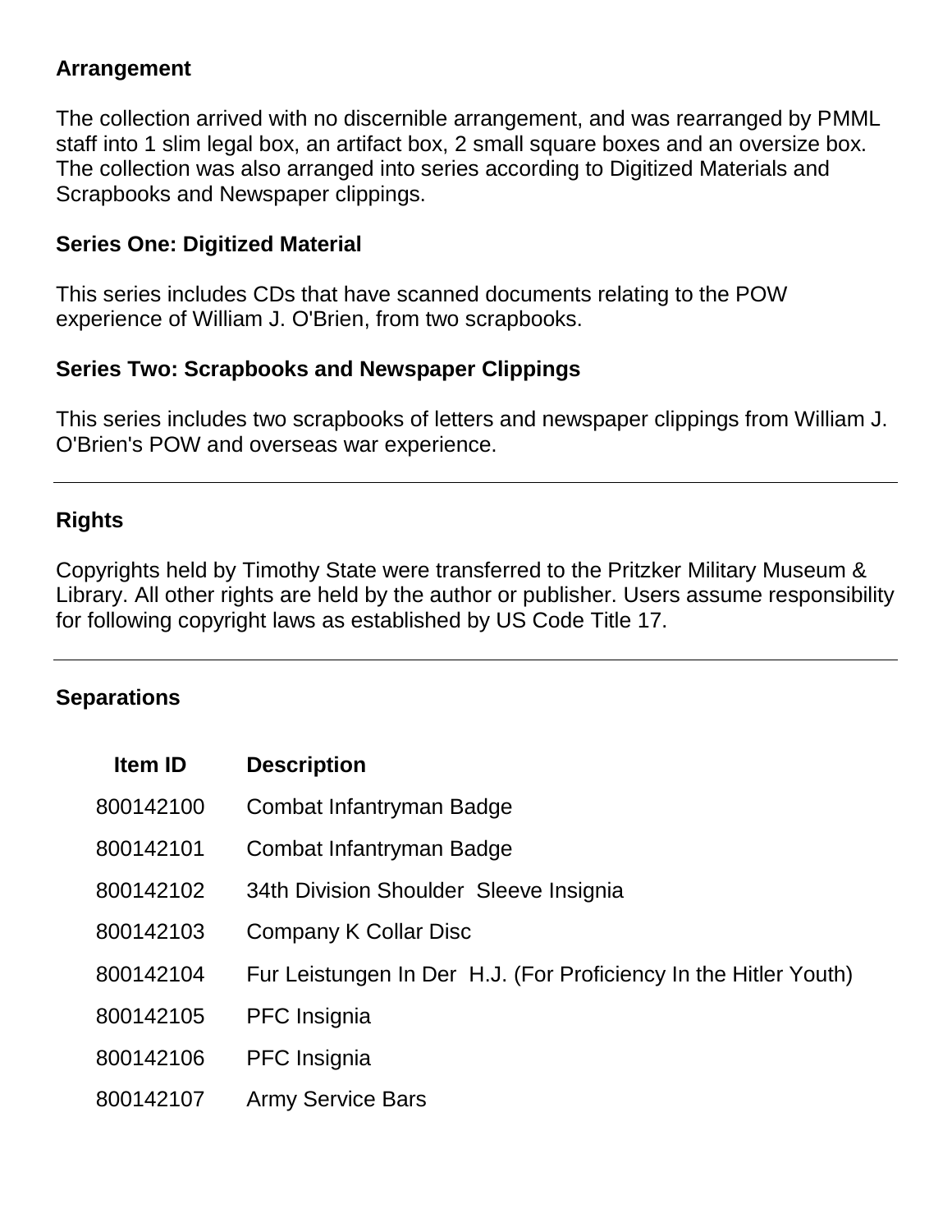### Arrangement

The collection arrived with no discernible arrangement, and was rearranged by PMML staff into 1 slim legal box, an artifact box, 2 small square boxes and an oversize box. The collection was also arranged into series according to Digitized Materials and Scrapbooks and Newspaper clippings.

#### Series One: Digitized Material

This series includes CDs that have scanned documents relating to the POW experience of William J. O'Brien, from two scrapbooks.

#### Series Two: Scrapbooks and Newspaper Clippings

This series includes two scrapbooks of letters and newspaper clippings from William J. O'Brien's POW and overseas war experience.

---

### Rights

Copyrights held by Timothy State were transferred to the Pritzker Military Museum & Library. All other rights are held by the author or publisher. Users assume responsibility for following copyright laws as established by US Code Title 17.

---

### Separations

| Item ID | Description |
|---|---|
| 800142100 | Combat Infantryman Badge |
| 800142101 | Combat Infantryman Badge |
| 800142102 | 34th Division Shoulder  Sleeve Insignia |
| 800142103 | Company K Collar Disc |
| 800142104 | Fur Leistungen In Der  H.J. (For Proficiency In the Hitler Youth) |
| 800142105 | PFC Insignia |
| 800142106 | PFC Insignia |
| 800142107 | Army Service Bars |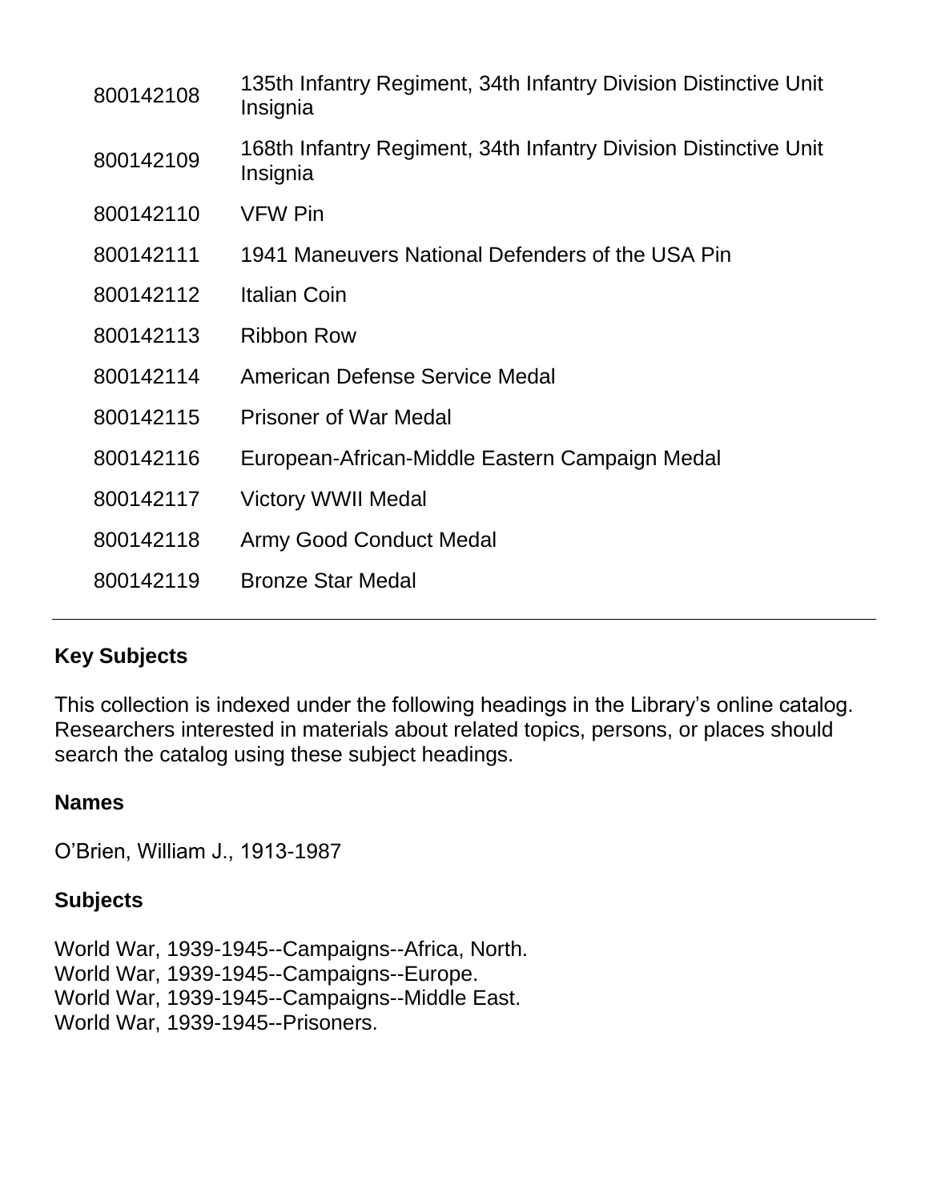| | |
|---|---|
| 800142108 | 135th Infantry Regiment, 34th Infantry Division Distinctive Unit Insignia |
| 800142109 | 168th Infantry Regiment, 34th Infantry Division Distinctive Unit Insignia |
| 800142110 | VFW Pin |
| 800142111 | 1941 Maneuvers National Defenders of the USA Pin |
| 800142112 | Italian Coin |
| 800142113 | Ribbon Row |
| 800142114 | American Defense Service Medal |
| 800142115 | Prisoner of War Medal |
| 800142116 | European-African-Middle Eastern Campaign Medal |
| 800142117 | Victory WWII Medal |
| 800142118 | Army Good Conduct Medal |
| 800142119 | Bronze Star Medal |

---

## Key Subjects

This collection is indexed under the following headings in the Library's online catalog. Researchers interested in materials about related topics, persons, or places should search the catalog using these subject headings.

### Names

O'Brien, William J., 1913-1987

### Subjects

World War, 1939-1945--Campaigns--Africa, North.
World War, 1939-1945--Campaigns--Europe.
World War, 1939-1945--Campaigns--Middle East.
World War, 1939-1945--Prisoners.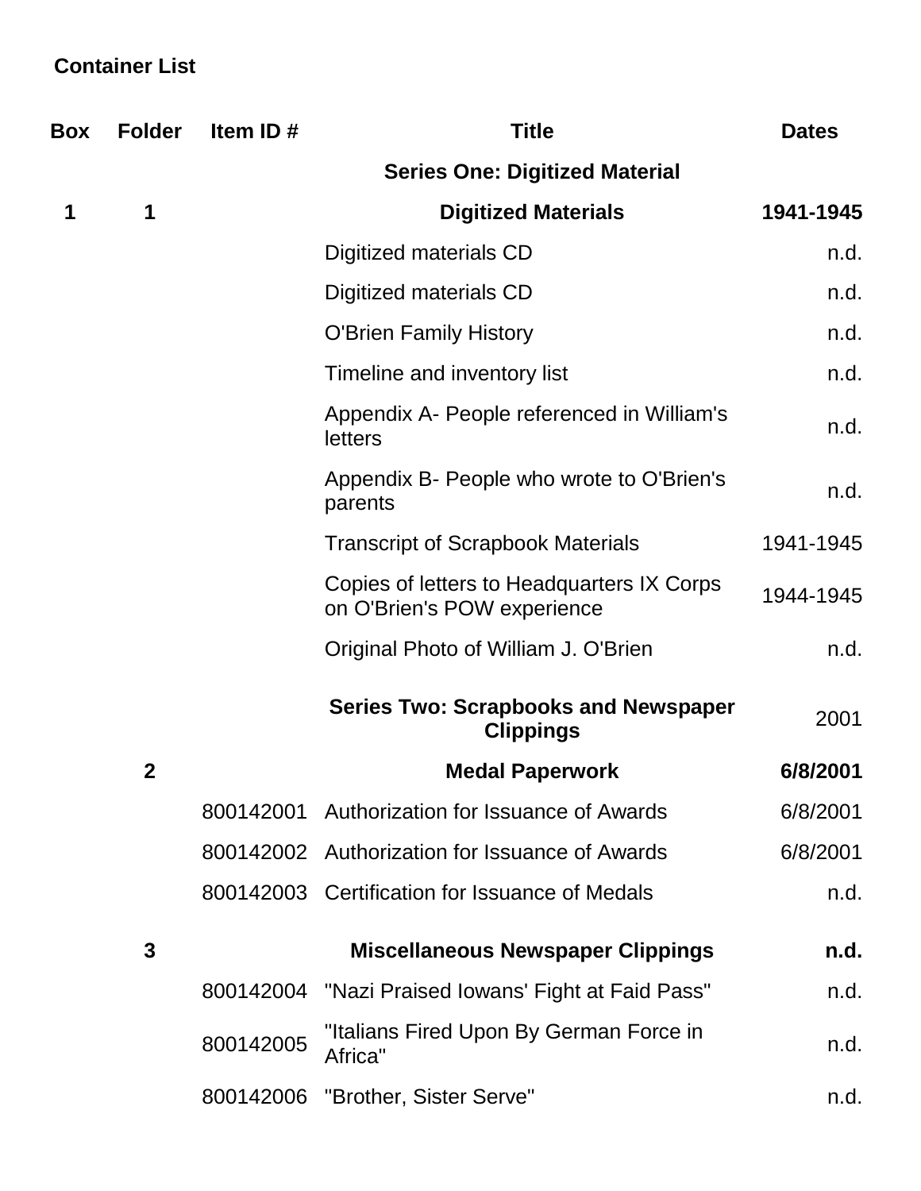## Container List

| Box | Folder | Item ID # | Title | Dates |
|---|---|---|---|---|
| | | | **Series One: Digitized Material** | |
| **1** | **1** | | **Digitized Materials** | **1941-1945** |
| | | | Digitized materials CD | n.d. |
| | | | Digitized materials CD | n.d. |
| | | | O'Brien Family History | n.d. |
| | | | Timeline and inventory list | n.d. |
| | | | Appendix A- People referenced in William's letters | n.d. |
| | | | Appendix B- People who wrote to O'Brien's parents | n.d. |
| | | | Transcript of Scrapbook Materials | 1941-1945 |
| | | | Copies of letters to Headquarters IX Corps on O'Brien's POW experience | 1944-1945 |
| | | | Original Photo of William J. O'Brien | n.d. |
| | | | **Series Two: Scrapbooks and Newspaper Clippings** | 2001 |
| | **2** | | **Medal Paperwork** | **6/8/2001** |
| | | 800142001 | Authorization for Issuance of Awards | 6/8/2001 |
| | | 800142002 | Authorization for Issuance of Awards | 6/8/2001 |
| | | 800142003 | Certification for Issuance of Medals | n.d. |
| | **3** | | **Miscellaneous Newspaper Clippings** | **n.d.** |
| | | 800142004 | "Nazi Praised Iowans' Fight at Faid Pass" | n.d. |
| | | 800142005 | "Italians Fired Upon By German Force in Africa" | n.d. |
| | | 800142006 | "Brother, Sister Serve" | n.d. |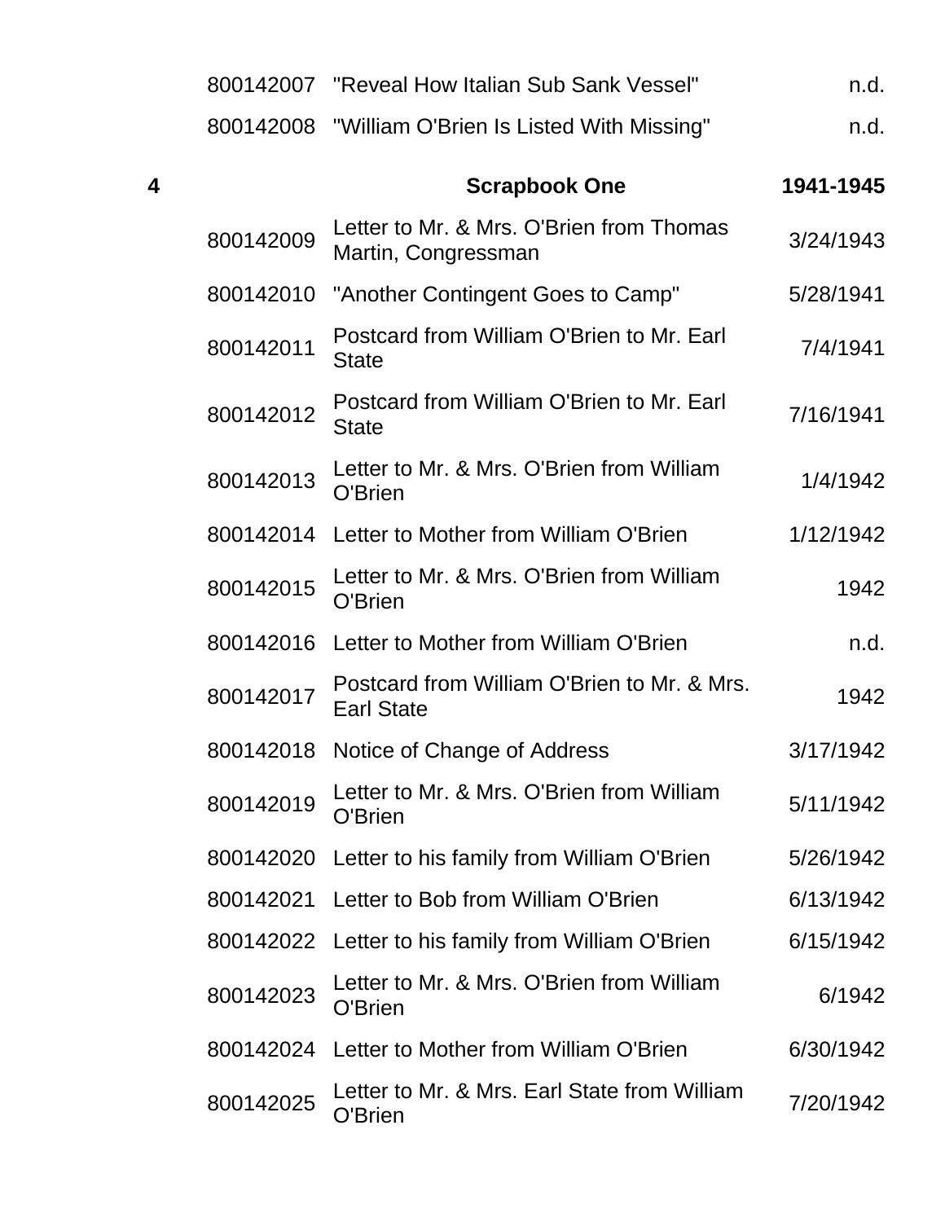| | | | |
|---|---|---|---|
| | 800142007 | "Reveal How Italian Sub Sank Vessel" | n.d. |
| | 800142008 | "William O'Brien Is Listed With Missing" | n.d. |
| **4** | | **Scrapbook One** | **1941-1945** |
| | 800142009 | Letter to Mr. & Mrs. O'Brien from Thomas Martin, Congressman | 3/24/1943 |
| | 800142010 | "Another Contingent Goes to Camp" | 5/28/1941 |
| | 800142011 | Postcard from William O'Brien to Mr. Earl State | 7/4/1941 |
| | 800142012 | Postcard from William O'Brien to Mr. Earl State | 7/16/1941 |
| | 800142013 | Letter to Mr. & Mrs. O'Brien from William O'Brien | 1/4/1942 |
| | 800142014 | Letter to Mother from William O'Brien | 1/12/1942 |
| | 800142015 | Letter to Mr. & Mrs. O'Brien from William O'Brien | 1942 |
| | 800142016 | Letter to Mother from William O'Brien | n.d. |
| | 800142017 | Postcard from William O'Brien to Mr. & Mrs. Earl State | 1942 |
| | 800142018 | Notice of Change of Address | 3/17/1942 |
| | 800142019 | Letter to Mr. & Mrs. O'Brien from William O'Brien | 5/11/1942 |
| | 800142020 | Letter to his family from William O'Brien | 5/26/1942 |
| | 800142021 | Letter to Bob from William O'Brien | 6/13/1942 |
| | 800142022 | Letter to his family from William O'Brien | 6/15/1942 |
| | 800142023 | Letter to Mr. & Mrs. O'Brien from William O'Brien | 6/1942 |
| | 800142024 | Letter to Mother from William O'Brien | 6/30/1942 |
| | 800142025 | Letter to Mr. & Mrs. Earl State from William O'Brien | 7/20/1942 |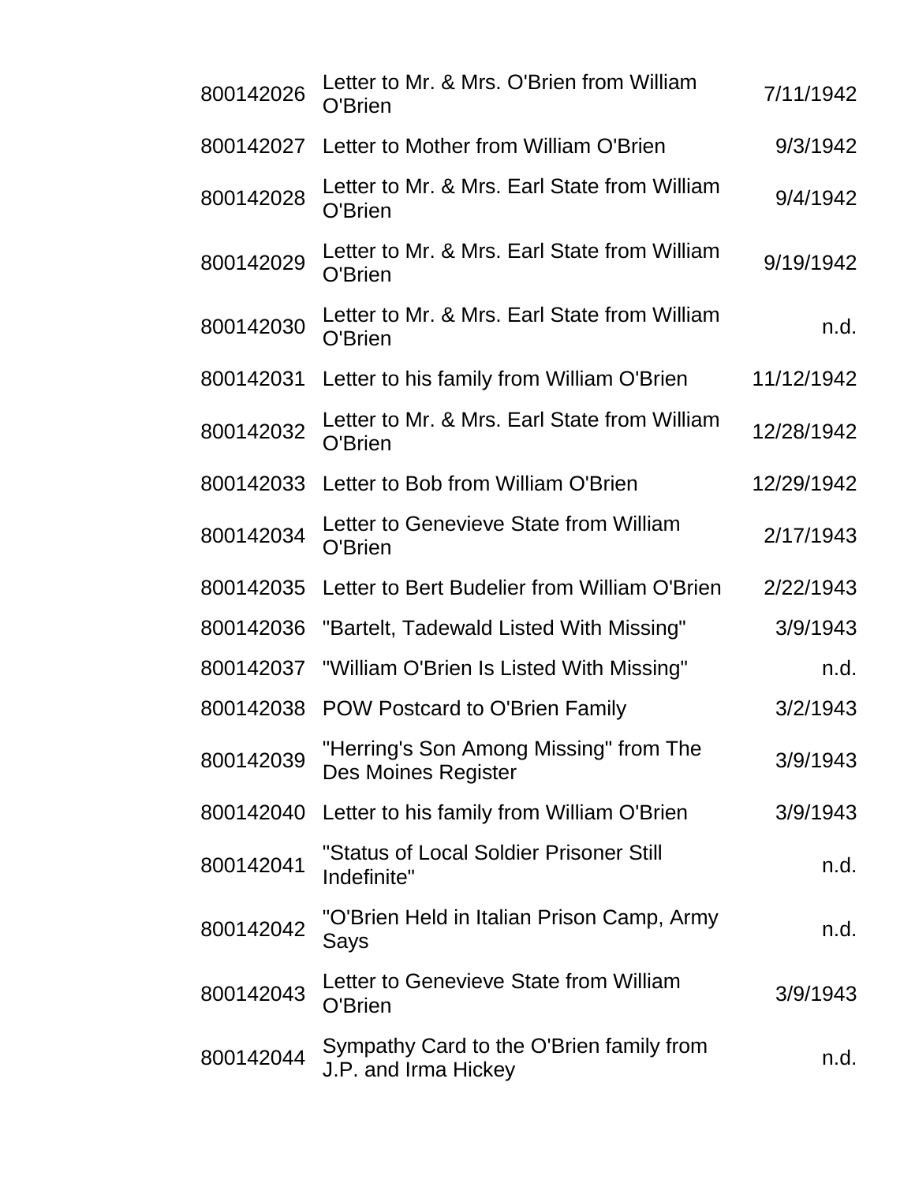| | | |
|---|---|---|
| 800142026 | Letter to Mr. & Mrs. O'Brien from William O'Brien | 7/11/1942 |
| 800142027 | Letter to Mother from William O'Brien | 9/3/1942 |
| 800142028 | Letter to Mr. & Mrs. Earl State from William O'Brien | 9/4/1942 |
| 800142029 | Letter to Mr. & Mrs. Earl State from William O'Brien | 9/19/1942 |
| 800142030 | Letter to Mr. & Mrs. Earl State from William O'Brien | n.d. |
| 800142031 | Letter to his family from William O'Brien | 11/12/1942 |
| 800142032 | Letter to Mr. & Mrs. Earl State from William O'Brien | 12/28/1942 |
| 800142033 | Letter to Bob from William O'Brien | 12/29/1942 |
| 800142034 | Letter to Genevieve State from William O'Brien | 2/17/1943 |
| 800142035 | Letter to Bert Budelier from William O'Brien | 2/22/1943 |
| 800142036 | "Bartelt, Tadewald Listed With Missing" | 3/9/1943 |
| 800142037 | "William O'Brien Is Listed With Missing" | n.d. |
| 800142038 | POW Postcard to O'Brien Family | 3/2/1943 |
| 800142039 | "Herring's Son Among Missing" from The Des Moines Register | 3/9/1943 |
| 800142040 | Letter to his family from William O'Brien | 3/9/1943 |
| 800142041 | "Status of Local Soldier Prisoner Still Indefinite" | n.d. |
| 800142042 | "O'Brien Held in Italian Prison Camp, Army Says | n.d. |
| 800142043 | Letter to Genevieve State from William O'Brien | 3/9/1943 |
| 800142044 | Sympathy Card to the O'Brien family from J.P. and Irma Hickey | n.d. |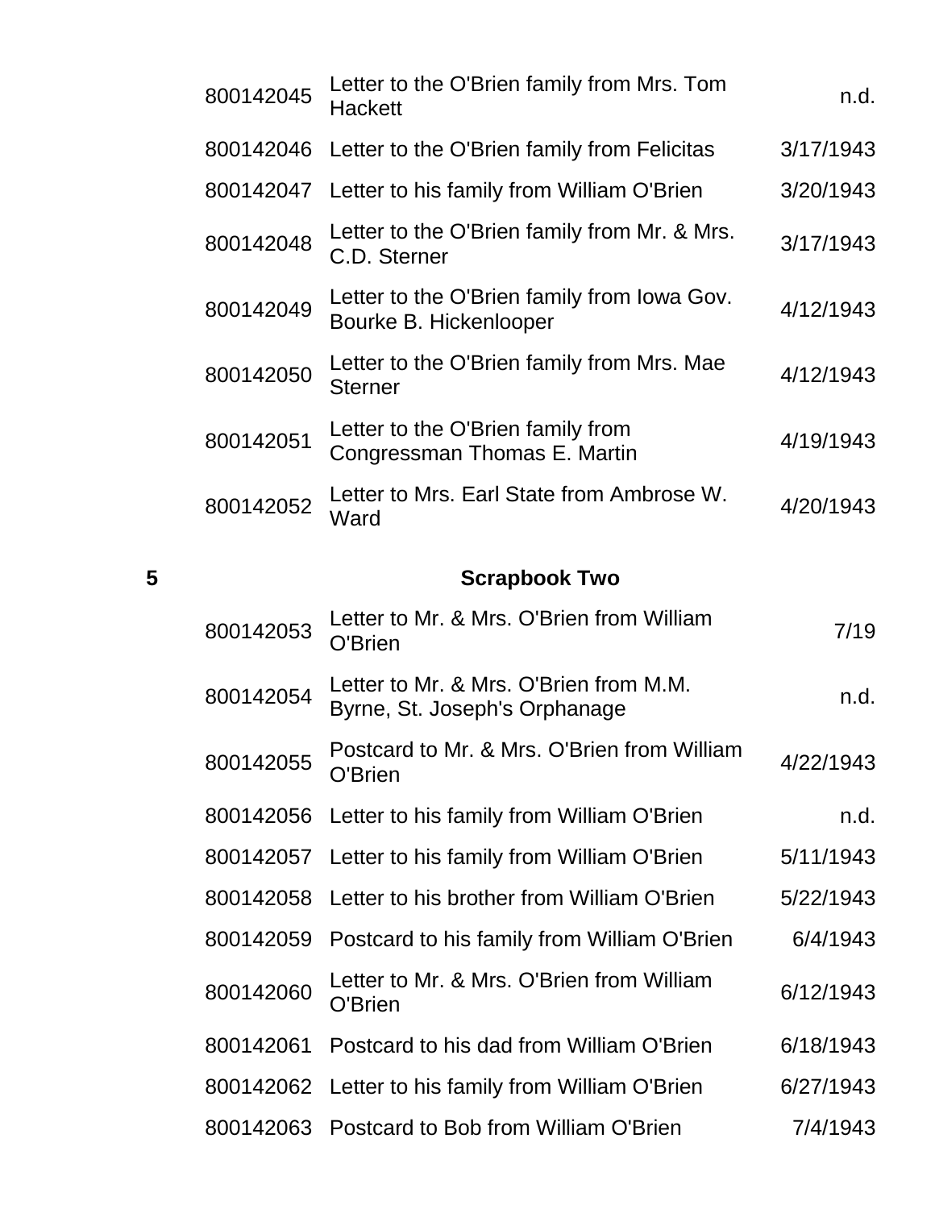| | | | |
|---|---|---|---|
| | 800142045 | Letter to the O'Brien family from Mrs. Tom Hackett | n.d. |
| | 800142046 | Letter to the O'Brien family from Felicitas | 3/17/1943 |
| | 800142047 | Letter to his family from William O'Brien | 3/20/1943 |
| | 800142048 | Letter to the O'Brien family from Mr. & Mrs. C.D. Sterner | 3/17/1943 |
| | 800142049 | Letter to the O'Brien family from Iowa Gov. Bourke B. Hickenlooper | 4/12/1943 |
| | 800142050 | Letter to the O'Brien family from Mrs. Mae Sterner | 4/12/1943 |
| | 800142051 | Letter to the O'Brien family from Congressman Thomas E. Martin | 4/19/1943 |
| | 800142052 | Letter to Mrs. Earl State from Ambrose W. Ward | 4/20/1943 |
| **5** | | **Scrapbook Two** | |
| | 800142053 | Letter to Mr. & Mrs. O'Brien from William O'Brien | 7/19 |
| | 800142054 | Letter to Mr. & Mrs. O'Brien from M.M. Byrne, St. Joseph's Orphanage | n.d. |
| | 800142055 | Postcard to Mr. & Mrs. O'Brien from William O'Brien | 4/22/1943 |
| | 800142056 | Letter to his family from William O'Brien | n.d. |
| | 800142057 | Letter to his family from William O'Brien | 5/11/1943 |
| | 800142058 | Letter to his brother from William O'Brien | 5/22/1943 |
| | 800142059 | Postcard to his family from William O'Brien | 6/4/1943 |
| | 800142060 | Letter to Mr. & Mrs. O'Brien from William O'Brien | 6/12/1943 |
| | 800142061 | Postcard to his dad from William O'Brien | 6/18/1943 |
| | 800142062 | Letter to his family from William O'Brien | 6/27/1943 |
| | 800142063 | Postcard to Bob from William O'Brien | 7/4/1943 |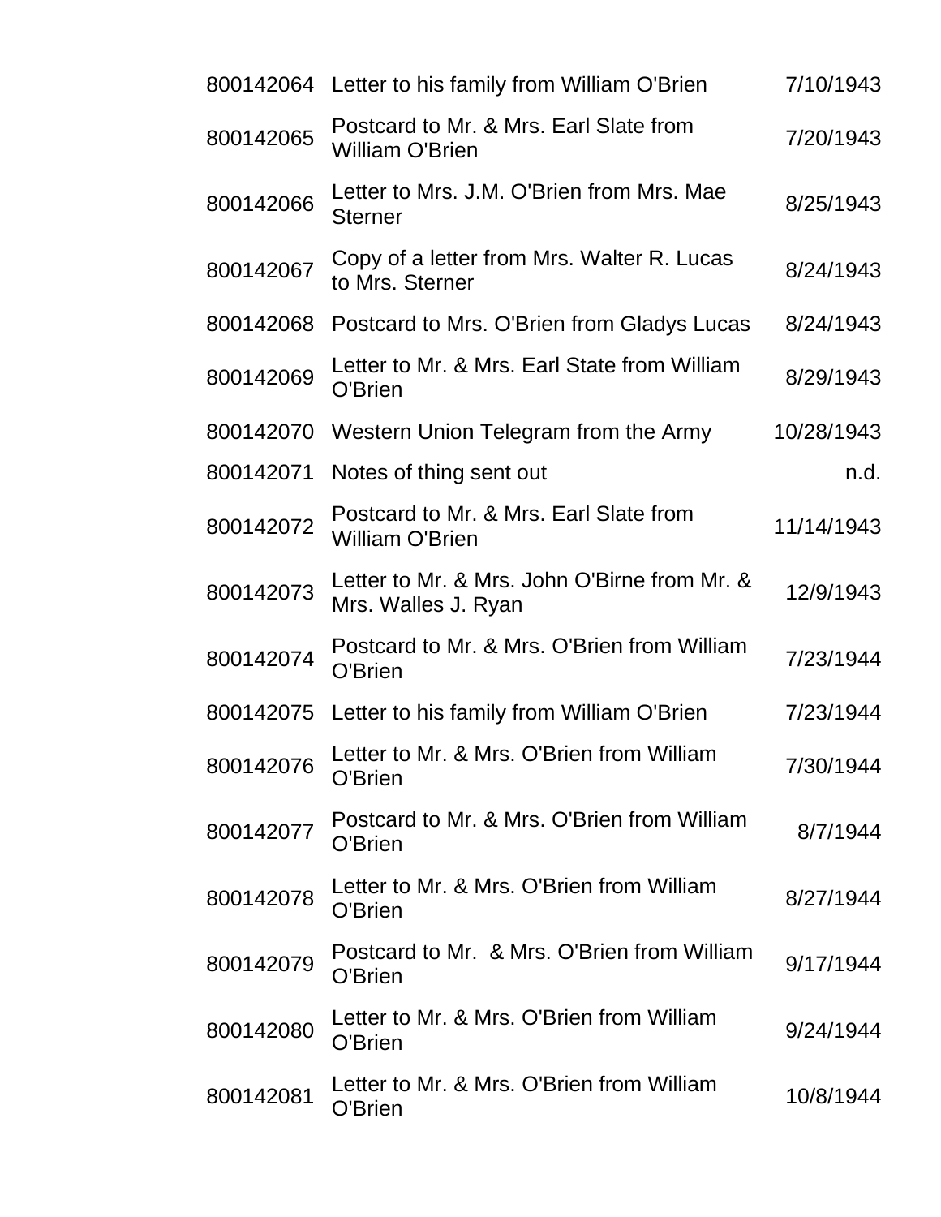| | | |
|---|---|---|
| 800142064 | Letter to his family from William O'Brien | 7/10/1943 |
| 800142065 | Postcard to Mr. & Mrs. Earl Slate from William O'Brien | 7/20/1943 |
| 800142066 | Letter to Mrs. J.M. O'Brien from Mrs. Mae Sterner | 8/25/1943 |
| 800142067 | Copy of a letter from Mrs. Walter R. Lucas to Mrs. Sterner | 8/24/1943 |
| 800142068 | Postcard to Mrs. O'Brien from Gladys Lucas | 8/24/1943 |
| 800142069 | Letter to Mr. & Mrs. Earl State from William O'Brien | 8/29/1943 |
| 800142070 | Western Union Telegram from the Army | 10/28/1943 |
| 800142071 | Notes of thing sent out | n.d. |
| 800142072 | Postcard to Mr. & Mrs. Earl Slate from William O'Brien | 11/14/1943 |
| 800142073 | Letter to Mr. & Mrs. John O'Birne from Mr. & Mrs. Walles J. Ryan | 12/9/1943 |
| 800142074 | Postcard to Mr. & Mrs. O'Brien from William O'Brien | 7/23/1944 |
| 800142075 | Letter to his family from William O'Brien | 7/23/1944 |
| 800142076 | Letter to Mr. & Mrs. O'Brien from William O'Brien | 7/30/1944 |
| 800142077 | Postcard to Mr. & Mrs. O'Brien from William O'Brien | 8/7/1944 |
| 800142078 | Letter to Mr. & Mrs. O'Brien from William O'Brien | 8/27/1944 |
| 800142079 | Postcard to Mr. & Mrs. O'Brien from William O'Brien | 9/17/1944 |
| 800142080 | Letter to Mr. & Mrs. O'Brien from William O'Brien | 9/24/1944 |
| 800142081 | Letter to Mr. & Mrs. O'Brien from William O'Brien | 10/8/1944 |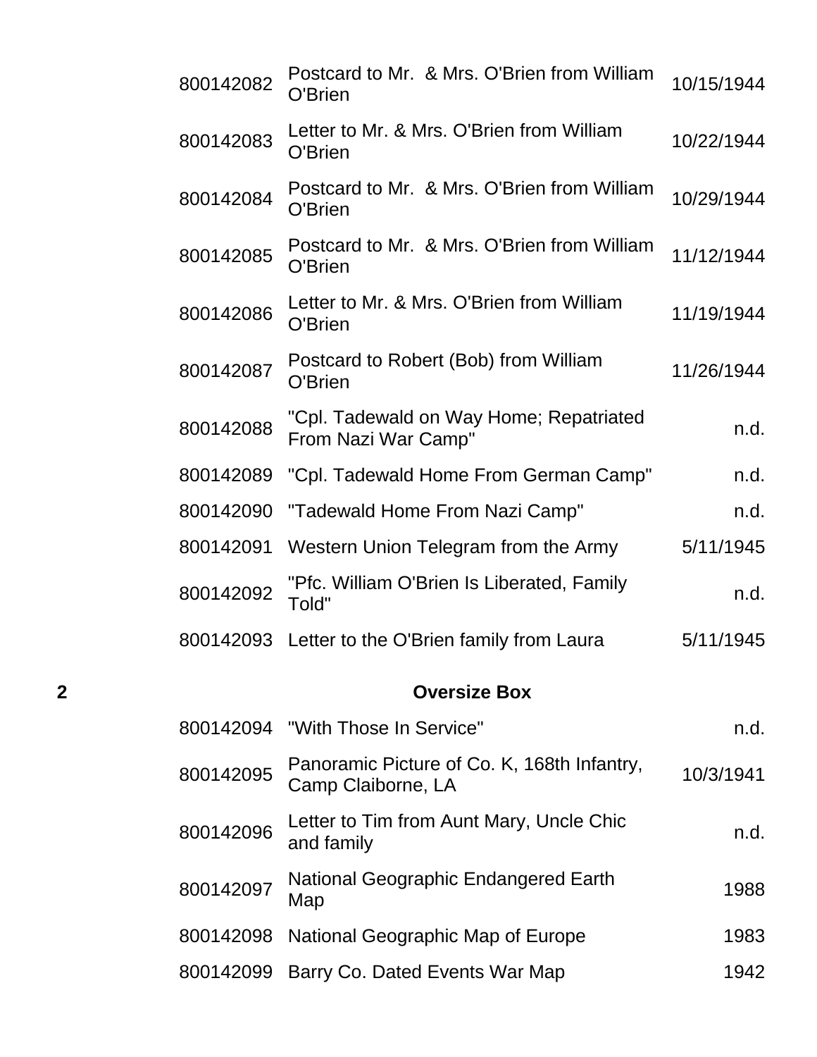| | | | |
|---|---|---|---|
| | 800142082 | Postcard to Mr. & Mrs. O'Brien from William O'Brien | 10/15/1944 |
| | 800142083 | Letter to Mr. & Mrs. O'Brien from William O'Brien | 10/22/1944 |
| | 800142084 | Postcard to Mr. & Mrs. O'Brien from William O'Brien | 10/29/1944 |
| | 800142085 | Postcard to Mr. & Mrs. O'Brien from William O'Brien | 11/12/1944 |
| | 800142086 | Letter to Mr. & Mrs. O'Brien from William O'Brien | 11/19/1944 |
| | 800142087 | Postcard to Robert (Bob) from William O'Brien | 11/26/1944 |
| | 800142088 | "Cpl. Tadewald on Way Home; Repatriated From Nazi War Camp" | n.d. |
| | 800142089 | "Cpl. Tadewald Home From German Camp" | n.d. |
| | 800142090 | "Tadewald Home From Nazi Camp" | n.d. |
| | 800142091 | Western Union Telegram from the Army | 5/11/1945 |
| | 800142092 | "Pfc. William O'Brien Is Liberated, Family Told" | n.d. |
| | 800142093 | Letter to the O'Brien family from Laura | 5/11/1945 |
| **2** | | **Oversize Box** | |
| | 800142094 | "With Those In Service" | n.d. |
| | 800142095 | Panoramic Picture of Co. K, 168th Infantry, Camp Claiborne, LA | 10/3/1941 |
| | 800142096 | Letter to Tim from Aunt Mary, Uncle Chic and family | n.d. |
| | 800142097 | National Geographic Endangered Earth Map | 1988 |
| | 800142098 | National Geographic Map of Europe | 1983 |
| | 800142099 | Barry Co. Dated Events War Map | 1942 |